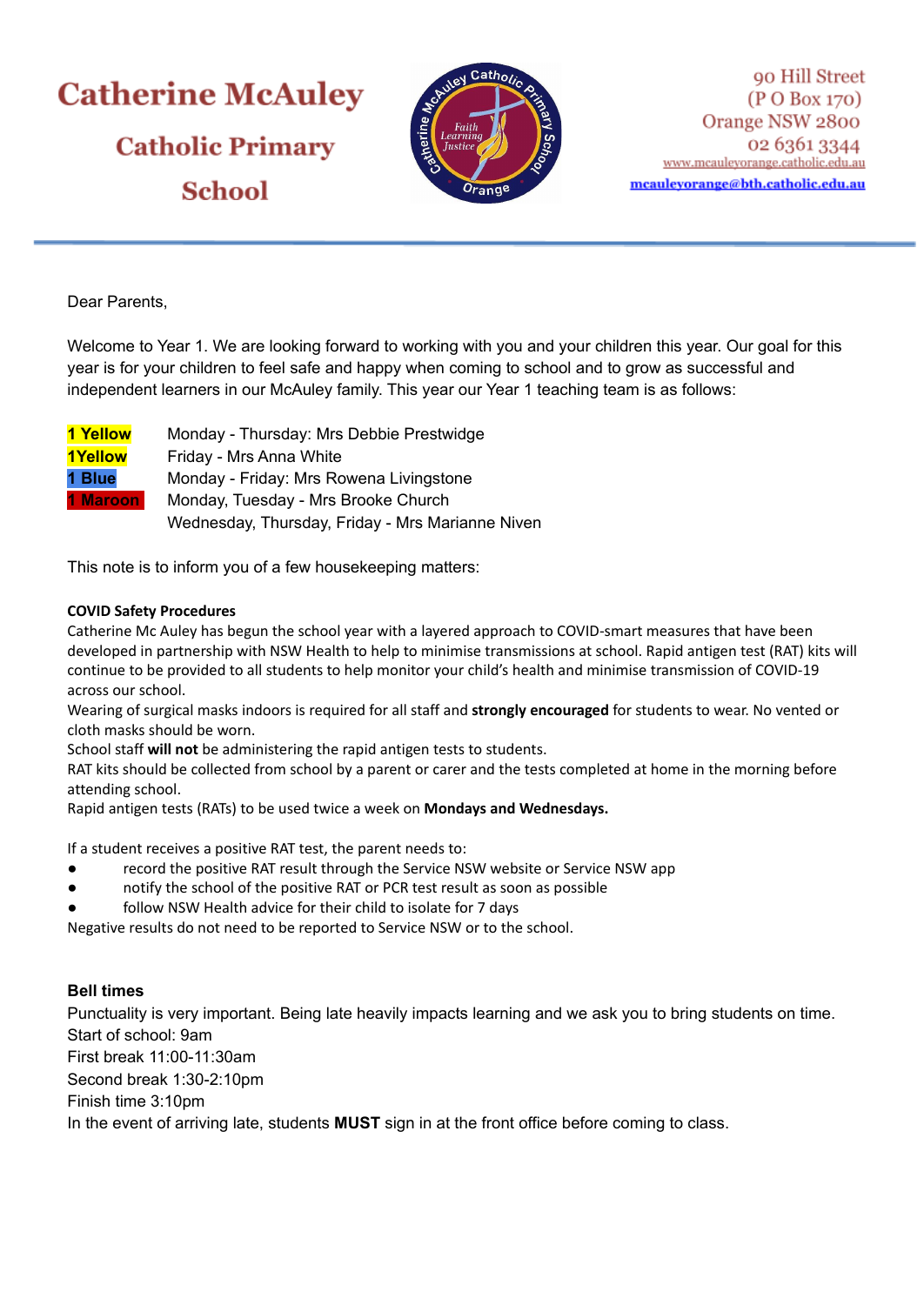# Catherine McAuley Catholic Primary School

90 Hill Street
(P O Box 170)
Orange NSW 2800
02 6361 3344
www.mcauleyorange.catholic.edu.au
mcauleyorange@bth.catholic.edu.au

Dear Parents,

Welcome to Year 1. We are looking forward to working with you and your children this year. Our goal for this year is for your children to feel safe and happy when coming to school and to grow as successful and independent learners in our McAuley family. This year our Year 1 teaching team is as follows:

| | |
|---|---|
| **1 Yellow** | Monday - Thursday: Mrs Debbie Prestwidge |
| **1Yellow** | Friday - Mrs Anna White |
| **1 Blue** | Monday - Friday: Mrs Rowena Livingstone |
| **1 Maroon** | Monday, Tuesday - Mrs Brooke Church |
| | Wednesday, Thursday, Friday - Mrs Marianne Niven |

This note is to inform you of a few housekeeping matters:

**COVID Safety Procedures**

Catherine Mc Auley has begun the school year with a layered approach to COVID-smart measures that have been developed in partnership with NSW Health to help to minimise transmissions at school. Rapid antigen test (RAT) kits will continue to be provided to all students to help monitor your child's health and minimise transmission of COVID-19 across our school.

Wearing of surgical masks indoors is required for all staff and **strongly encouraged** for students to wear. No vented or cloth masks should be worn.

School staff **will not** be administering the rapid antigen tests to students.

RAT kits should be collected from school by a parent or carer and the tests completed at home in the morning before attending school.

Rapid antigen tests (RATs) to be used twice a week on **Mondays and Wednesdays.**

If a student receives a positive RAT test, the parent needs to:

- record the positive RAT result through the Service NSW website or Service NSW app
- notify the school of the positive RAT or PCR test result as soon as possible
- follow NSW Health advice for their child to isolate for 7 days

Negative results do not need to be reported to Service NSW or to the school.

**Bell times**

Punctuality is very important. Being late heavily impacts learning and we ask you to bring students on time.

Start of school: 9am

First break 11:00-11:30am

Second break 1:30-2:10pm

Finish time 3:10pm

In the event of arriving late, students **MUST** sign in at the front office before coming to class.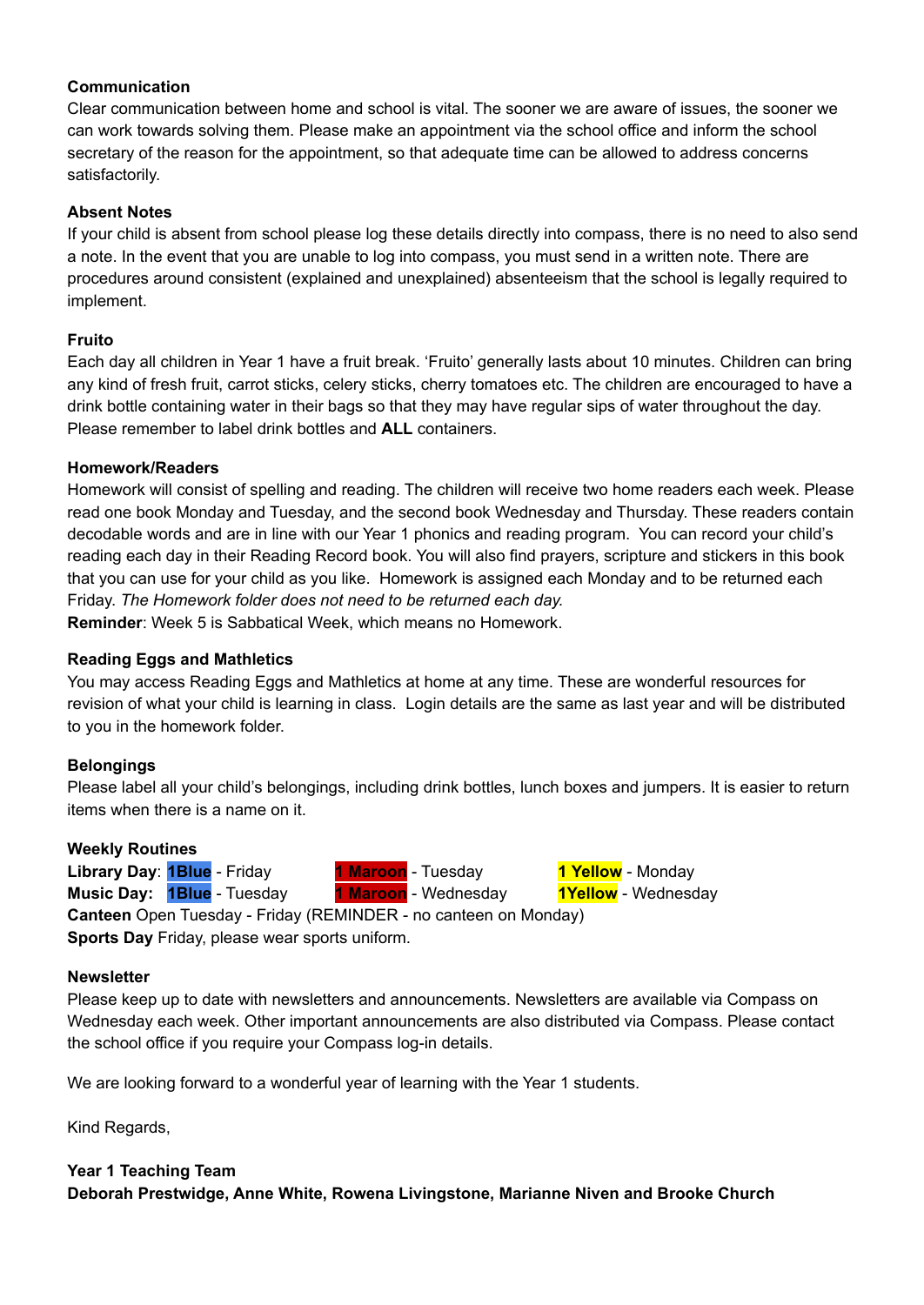**Communication**

Clear communication between home and school is vital. The sooner we are aware of issues, the sooner we can work towards solving them. Please make an appointment via the school office and inform the school secretary of the reason for the appointment, so that adequate time can be allowed to address concerns satisfactorily.

**Absent Notes**

If your child is absent from school please log these details directly into compass, there is no need to also send a note. In the event that you are unable to log into compass, you must send in a written note. There are procedures around consistent (explained and unexplained) absenteeism that the school is legally required to implement.

**Fruito**

Each day all children in Year 1 have a fruit break. 'Fruito' generally lasts about 10 minutes. Children can bring any kind of fresh fruit, carrot sticks, celery sticks, cherry tomatoes etc. The children are encouraged to have a drink bottle containing water in their bags so that they may have regular sips of water throughout the day. Please remember to label drink bottles and **ALL** containers.

**Homework/Readers**

Homework will consist of spelling and reading. The children will receive two home readers each week. Please read one book Monday and Tuesday, and the second book Wednesday and Thursday. These readers contain decodable words and are in line with our Year 1 phonics and reading program. You can record your child's reading each day in their Reading Record book. You will also find prayers, scripture and stickers in this book that you can use for your child as you like. Homework is assigned each Monday and to be returned each Friday. *The Homework folder does not need to be returned each day.*

**Reminder**: Week 5 is Sabbatical Week, which means no Homework.

**Reading Eggs and Mathletics**

You may access Reading Eggs and Mathletics at home at any time. These are wonderful resources for revision of what your child is learning in class. Login details are the same as last year and will be distributed to you in the homework folder.

**Belongings**

Please label all your child's belongings, including drink bottles, lunch boxes and jumpers. It is easier to return items when there is a name on it.

**Weekly Routines**

| | | | |
|---|---|---|---|
| **Library Day**: | **1Blue** - Friday | **1 Maroon** - Tuesday | **1 Yellow** - Monday |
| **Music Day:** | **1Blue** - Tuesday | **1 Maroon** - Wednesday | **1Yellow** - Wednesday |

**Canteen** Open Tuesday - Friday (REMINDER - no canteen on Monday)

**Sports Day** Friday, please wear sports uniform.

**Newsletter**

Please keep up to date with newsletters and announcements. Newsletters are available via Compass on Wednesday each week. Other important announcements are also distributed via Compass. Please contact the school office if you require your Compass log-in details.

We are looking forward to a wonderful year of learning with the Year 1 students.

Kind Regards,

**Year 1 Teaching Team**
**Deborah Prestwidge, Anne White, Rowena Livingstone, Marianne Niven and Brooke Church**